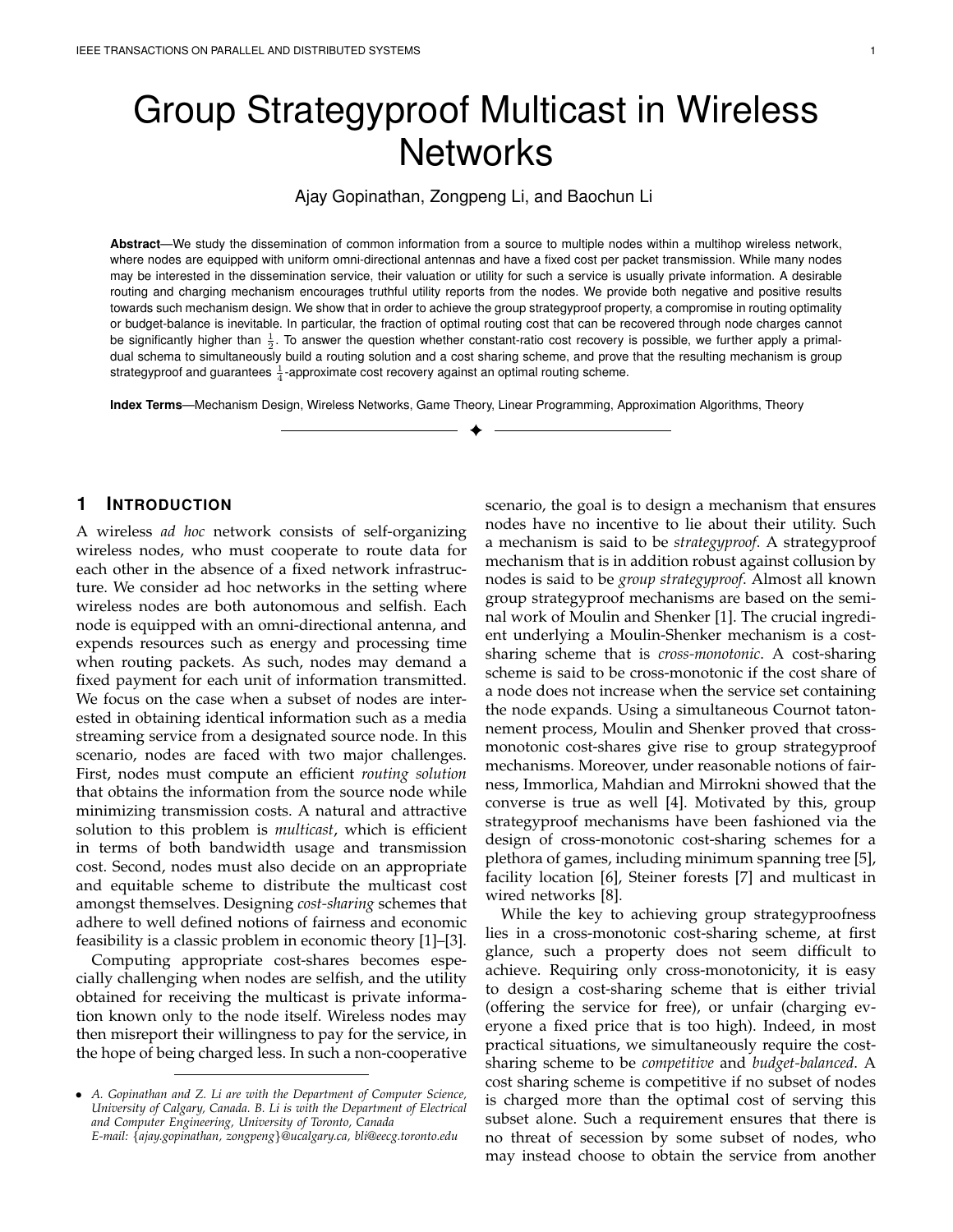# Group Strategyproof Multicast in Wireless Networks

Ajay Gopinathan, Zongpeng Li, and Baochun Li

**Abstract**—We study the dissemination of common information from a source to multiple nodes within a multihop wireless network, where nodes are equipped with uniform omni-directional antennas and have a fixed cost per packet transmission. While many nodes may be interested in the dissemination service, their valuation or utility for such a service is usually private information. A desirable routing and charging mechanism encourages truthful utility reports from the nodes. We provide both negative and positive results towards such mechanism design. We show that in order to achieve the group strategyproof property, a compromise in routing optimality or budget-balance is inevitable. In particular, the fraction of optimal routing cost that can be recovered through node charges cannot be significantly higher than $\frac{1}{2}$. To answer the question whether constant-ratio cost recovery is possible, we further apply a primal-dual schema to simultaneously build a routing solution and a cost sharing scheme, and prove that the resulting mechanism is group strategyproof and guarantees $\frac{1}{4}$-approximate cost recovery against an optimal routing scheme.

**Index Terms**—Mechanism Design, Wireless Networks, Game Theory, Linear Programming, Approximation Algorithms, Theory

## 1 Introduction

A wireless *ad hoc* network consists of self-organizing wireless nodes, who must cooperate to route data for each other in the absence of a fixed network infrastructure. We consider ad hoc networks in the setting where wireless nodes are both autonomous and selfish. Each node is equipped with an omni-directional antenna, and expends resources such as energy and processing time when routing packets. As such, nodes may demand a fixed payment for each unit of information transmitted. We focus on the case when a subset of nodes are interested in obtaining identical information such as a media streaming service from a designated source node. In this scenario, nodes are faced with two major challenges. First, nodes must compute an efficient *routing solution* that obtains the information from the source node while minimizing transmission costs. A natural and attractive solution to this problem is *multicast*, which is efficient in terms of both bandwidth usage and transmission cost. Second, nodes must also decide on an appropriate and equitable scheme to distribute the multicast cost amongst themselves. Designing *cost-sharing* schemes that adhere to well defined notions of fairness and economic feasibility is a classic problem in economic theory [1]–[3].

Computing appropriate cost-shares becomes especially challenging when nodes are selfish, and the utility obtained for receiving the multicast is private information known only to the node itself. Wireless nodes may then misreport their willingness to pay for the service, in the hope of being charged less. In such a non-cooperative scenario, the goal is to design a mechanism that ensures nodes have no incentive to lie about their utility. Such a mechanism is said to be *strategyproof*. A strategyproof mechanism that is in addition robust against collusion by nodes is said to be *group strategyproof*. Almost all known group strategyproof mechanisms are based on the seminal work of Moulin and Shenker [1]. The crucial ingredient underlying a Moulin-Shenker mechanism is a cost-sharing scheme that is *cross-monotonic*. A cost-sharing scheme is said to be cross-monotonic if the cost share of a node does not increase when the service set containing the node expands. Using a simultaneous Cournot tatonnement process, Moulin and Shenker proved that cross-monotonic cost-shares give rise to group strategyproof mechanisms. Moreover, under reasonable notions of fairness, Immorlica, Mahdian and Mirrokni showed that the converse is true as well [4]. Motivated by this, group strategyproof mechanisms have been fashioned via the design of cross-monotonic cost-sharing schemes for a plethora of games, including minimum spanning tree [5], facility location [6], Steiner forests [7] and multicast in wired networks [8].

While the key to achieving group strategyproofness lies in a cross-monotonic cost-sharing scheme, at first glance, such a property does not seem difficult to achieve. Requiring only cross-monotonicity, it is easy to design a cost-sharing scheme that is either trivial (offering the service for free), or unfair (charging everyone a fixed price that is too high). Indeed, in most practical situations, we simultaneously require the cost-sharing scheme to be *competitive* and *budget-balanced*. A cost sharing scheme is competitive if no subset of nodes is charged more than the optimal cost of serving this subset alone. Such a requirement ensures that there is no threat of secession by some subset of nodes, who may instead choose to obtain the service from another

- *A. Gopinathan and Z. Li are with the Department of Computer Science, University of Calgary, Canada. B. Li is with the Department of Electrical and Computer Engineering, University of Toronto, Canada*
  *E-mail: {ajay.gopinathan, zongpeng}@ucalgary.ca, bli@eecg.toronto.edu*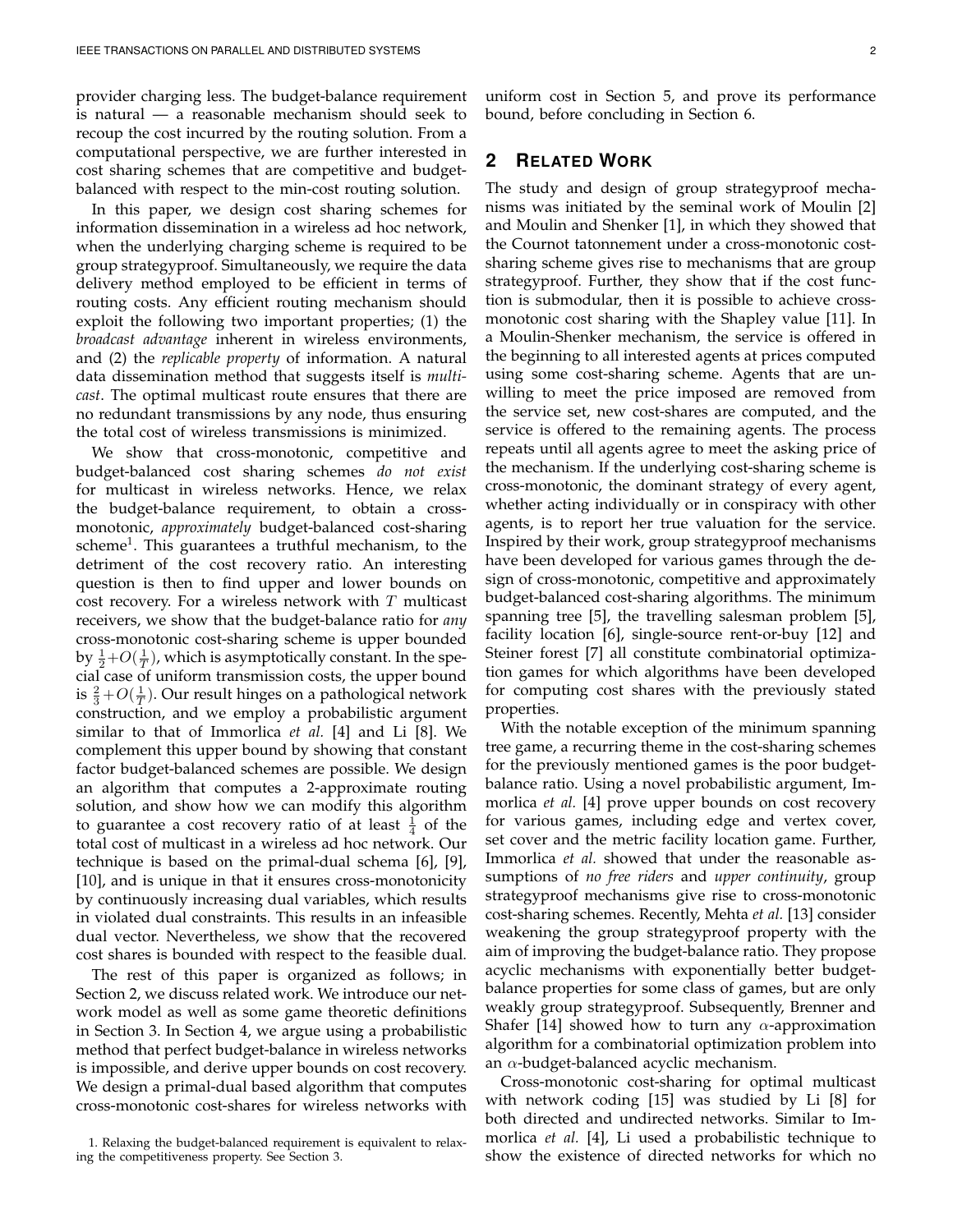provider charging less. The budget-balance requirement is natural — a reasonable mechanism should seek to recoup the cost incurred by the routing solution. From a computational perspective, we are further interested in cost sharing schemes that are competitive and budget-balanced with respect to the min-cost routing solution.

In this paper, we design cost sharing schemes for information dissemination in a wireless ad hoc network, when the underlying charging scheme is required to be group strategyproof. Simultaneously, we require the data delivery method employed to be efficient in terms of routing costs. Any efficient routing mechanism should exploit the following two important properties; (1) the *broadcast advantage* inherent in wireless environments, and (2) the *replicable property* of information. A natural data dissemination method that suggests itself is *multicast*. The optimal multicast route ensures that there are no redundant transmissions by any node, thus ensuring the total cost of wireless transmissions is minimized.

We show that cross-monotonic, competitive and budget-balanced cost sharing schemes *do not exist* for multicast in wireless networks. Hence, we relax the budget-balance requirement, to obtain a cross-monotonic, *approximately* budget-balanced cost-sharing scheme[1]. This guarantees a truthful mechanism, to the detriment of the cost recovery ratio. An interesting question is then to find upper and lower bounds on cost recovery. For a wireless network with $T$ multicast receivers, we show that the budget-balance ratio for *any* cross-monotonic cost-sharing scheme is upper bounded by $\frac{1}{2}+O(\frac{1}{T})$, which is asymptotically constant. In the special case of uniform transmission costs, the upper bound is $\frac{2}{3}+O(\frac{1}{T})$. Our result hinges on a pathological network construction, and we employ a probabilistic argument similar to that of Immorlica *et al.* [4] and Li [8]. We complement this upper bound by showing that constant factor budget-balanced schemes are possible. We design an algorithm that computes a 2-approximate routing solution, and show how we can modify this algorithm to guarantee a cost recovery ratio of at least $\frac{1}{4}$ of the total cost of multicast in a wireless ad hoc network. Our technique is based on the primal-dual schema [6], [9], [10], and is unique in that it ensures cross-monotonicity by continuously increasing dual variables, which results in violated dual constraints. This results in an infeasible dual vector. Nevertheless, we show that the recovered cost shares is bounded with respect to the feasible dual.

The rest of this paper is organized as follows; in Section 2, we discuss related work. We introduce our network model as well as some game theoretic definitions in Section 3. In Section 4, we argue using a probabilistic method that perfect budget-balance in wireless networks is impossible, and derive upper bounds on cost recovery. We design a primal-dual based algorithm that computes cross-monotonic cost-shares for wireless networks with uniform cost in Section 5, and prove its performance bound, before concluding in Section 6.

## 2 Related Work

The study and design of group strategyproof mechanisms was initiated by the seminal work of Moulin [2] and Moulin and Shenker [1], in which they showed that the Cournot tatonnement under a cross-monotonic cost-sharing scheme gives rise to mechanisms that are group strategyproof. Further, they show that if the cost function is submodular, then it is possible to achieve cross-monotonic cost sharing with the Shapley value [11]. In a Moulin-Shenker mechanism, the service is offered in the beginning to all interested agents at prices computed using some cost-sharing scheme. Agents that are unwilling to meet the price imposed are removed from the service set, new cost-shares are computed, and the service is offered to the remaining agents. The process repeats until all agents agree to meet the asking price of the mechanism. If the underlying cost-sharing scheme is cross-monotonic, the dominant strategy of every agent, whether acting individually or in conspiracy with other agents, is to report her true valuation for the service. Inspired by their work, group strategyproof mechanisms have been developed for various games through the design of cross-monotonic, competitive and approximately budget-balanced cost-sharing algorithms. The minimum spanning tree [5], the travelling salesman problem [5], facility location [6], single-source rent-or-buy [12] and Steiner forest [7] all constitute combinatorial optimization games for which algorithms have been developed for computing cost shares with the previously stated properties.

With the notable exception of the minimum spanning tree game, a recurring theme in the cost-sharing schemes for the previously mentioned games is the poor budget-balance ratio. Using a novel probabilistic argument, Immorlica *et al.* [4] prove upper bounds on cost recovery for various games, including edge and vertex cover, set cover and the metric facility location game. Further, Immorlica *et al.* showed that under the reasonable assumptions of *no free riders* and *upper continuity*, group strategyproof mechanisms give rise to cross-monotonic cost-sharing schemes. Recently, Mehta *et al.* [13] consider weakening the group strategyproof property with the aim of improving the budget-balance ratio. They propose acyclic mechanisms with exponentially better budget-balance properties for some class of games, but are only weakly group strategyproof. Subsequently, Brenner and Shafer [14] showed how to turn any $\alpha$-approximation algorithm for a combinatorial optimization problem into an $\alpha$-budget-balanced acyclic mechanism.

Cross-monotonic cost-sharing for optimal multicast with network coding [15] was studied by Li [8] for both directed and undirected networks. Similar to Immorlica *et al.* [4], Li used a probabilistic technique to show the existence of directed networks for which no

1. Relaxing the budget-balanced requirement is equivalent to relaxing the competitiveness property. See Section 3.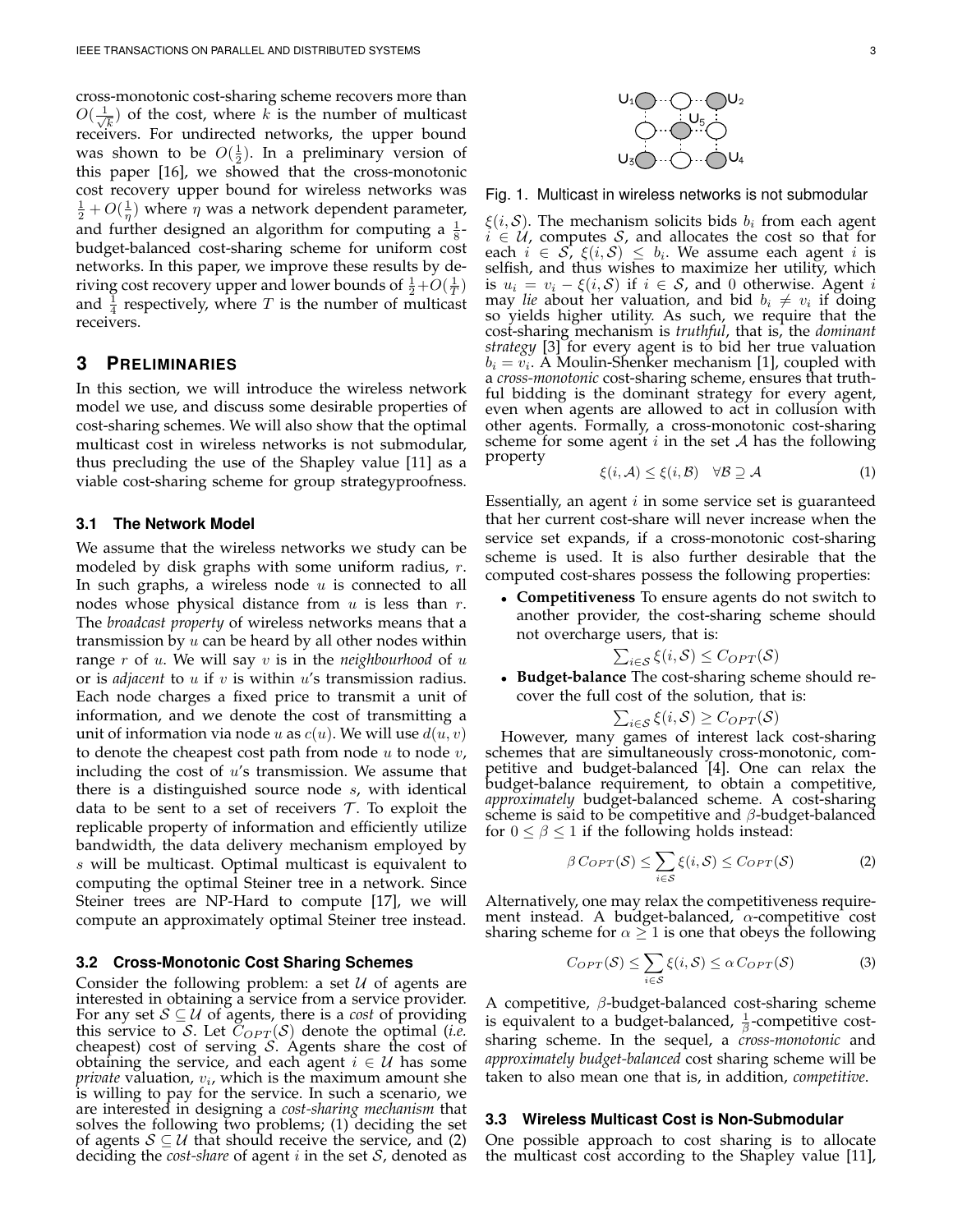cross-monotonic cost-sharing scheme recovers more than $O(\frac{1}{\sqrt{k}})$ of the cost, where $k$ is the number of multicast receivers. For undirected networks, the upper bound was shown to be $O(\frac{1}{2})$. In a preliminary version of this paper [16], we showed that the cross-monotonic cost recovery upper bound for wireless networks was $\frac{1}{2} + O(\frac{1}{\eta})$ where $\eta$ was a network dependent parameter, and further designed an algorithm for computing a $\frac{1}{8}$-budget-balanced cost-sharing scheme for uniform cost networks. In this paper, we improve these results by deriving cost recovery upper and lower bounds of $\frac{1}{2}+O(\frac{1}{T})$ and $\frac{1}{4}$ respectively, where $T$ is the number of multicast receivers.

## 3 Preliminaries

In this section, we will introduce the wireless network model we use, and discuss some desirable properties of cost-sharing schemes. We will also show that the optimal multicast cost in wireless networks is not submodular, thus precluding the use of the Shapley value [11] as a viable cost-sharing scheme for group strategyproofness.

### 3.1 The Network Model

We assume that the wireless networks we study can be modeled by disk graphs with some uniform radius, $r$. In such graphs, a wireless node $u$ is connected to all nodes whose physical distance from $u$ is less than $r$. The *broadcast property* of wireless networks means that a transmission by $u$ can be heard by all other nodes within range $r$ of $u$. We will say $v$ is in the *neighbourhood* of $u$ or is *adjacent* to $u$ if $v$ is within $u$'s transmission radius. Each node charges a fixed price to transmit a unit of information, and we denote the cost of transmitting a unit of information via node $u$ as $c(u)$. We will use $d(u, v)$ to denote the cheapest cost path from node $u$ to node $v$, including the cost of $u$'s transmission. We assume that there is a distinguished source node $s$, with identical data to be sent to a set of receivers $\mathcal{T}$. To exploit the replicable property of information and efficiently utilize bandwidth, the data delivery mechanism employed by $s$ will be multicast. Optimal multicast is equivalent to computing the optimal Steiner tree in a network. Since Steiner trees are NP-Hard to compute [17], we will compute an approximately optimal Steiner tree instead.

### 3.2 Cross-Monotonic Cost Sharing Schemes

Consider the following problem: a set $\mathcal{U}$ of agents are interested in obtaining a service from a service provider. For any set $\mathcal{S} \subseteq \mathcal{U}$ of agents, there is a *cost* of providing this service to $\mathcal{S}$. Let $C_{OPT}(\mathcal{S})$ denote the optimal (*i.e.* cheapest) cost of serving $\mathcal{S}$. Agents share the cost of obtaining the service, and each agent $i \in \mathcal{U}$ has some *private* valuation, $v_i$, which is the maximum amount she is willing to pay for the service. In such a scenario, we are interested in designing a *cost-sharing mechanism* that solves the following two problems; (1) deciding the set of agents $\mathcal{S} \subseteq \mathcal{U}$ that should receive the service, and (2) deciding the *cost-share* of agent $i$ in the set $\mathcal{S}$, denoted as $\xi(i, \mathcal{S})$. The mechanism solicits bids $b_i$ from each agent $i \in \mathcal{U}$, computes $\mathcal{S}$, and allocates the cost so that for each $i \in \mathcal{S}$, $\xi(i, \mathcal{S}) \leq b_i$. We assume each agent $i$ is selfish, and thus wishes to maximize her utility, which is $u_i = v_i - \xi(i, \mathcal{S})$ if $i \in \mathcal{S}$, and 0 otherwise. Agent $i$ may *lie* about her valuation, and bid $b_i \neq v_i$ if doing so yields higher utility. As such, we require that the cost-sharing mechanism is *truthful*, that is, the *dominant strategy* [3] for every agent is to bid her true valuation $b_i = v_i$. A Moulin-Shenker mechanism [1], coupled with a *cross-monotonic* cost-sharing scheme, ensures that truthful bidding is the dominant strategy for every agent, even when agents are allowed to act in collusion with other agents. Formally, a cross-monotonic cost-sharing scheme for some agent $i$ in the set $\mathcal{A}$ has the following property

$$\xi(i, \mathcal{A}) \leq \xi(i, \mathcal{B}) \quad \forall \mathcal{B} \supseteq \mathcal{A} \tag{1}$$

Essentially, an agent $i$ in some service set is guaranteed that her current cost-share will never increase when the service set expands, if a cross-monotonic cost-sharing scheme is used. It is also further desirable that the computed cost-shares possess the following properties:

- **Competitiveness** To ensure agents do not switch to another provider, the cost-sharing scheme should not overcharge users, that is:
$$\textstyle\sum_{i \in \mathcal{S}} \xi(i, \mathcal{S}) \leq C_{OPT}(\mathcal{S})$$
- **Budget-balance** The cost-sharing scheme should recover the full cost of the solution, that is:
$$\textstyle\sum_{i \in \mathcal{S}} \xi(i, \mathcal{S}) \geq C_{OPT}(\mathcal{S})$$

However, many games of interest lack cost-sharing schemes that are simultaneously cross-monotonic, competitive and budget-balanced [4]. One can relax the budget-balance requirement, to obtain a competitive, *approximately* budget-balanced scheme. A cost-sharing scheme is said to be competitive and $\beta$-budget-balanced for $0 \leq \beta \leq 1$ if the following holds instead:

$$\beta\, C_{OPT}(\mathcal{S}) \leq \sum_{i \in \mathcal{S}} \xi(i, \mathcal{S}) \leq C_{OPT}(\mathcal{S}) \tag{2}$$

Alternatively, one may relax the competitiveness requirement instead. A budget-balanced, $\alpha$-competitive cost sharing scheme for $\alpha \geq 1$ is one that obeys the following

$$C_{OPT}(\mathcal{S}) \leq \sum_{i \in \mathcal{S}} \xi(i, \mathcal{S}) \leq \alpha\, C_{OPT}(\mathcal{S}) \tag{3}$$

A competitive, $\beta$-budget-balanced cost-sharing scheme is equivalent to a budget-balanced, $\frac{1}{\beta}$-competitive cost-sharing scheme. In the sequel, a *cross-monotonic* and *approximately budget-balanced* cost sharing scheme will be taken to also mean one that is, in addition, *competitive*.

### 3.3 Wireless Multicast Cost is Non-Submodular

One possible approach to cost sharing is to allocate the multicast cost according to the Shapley value [11],

Fig. 1. Multicast in wireless networks is not submodular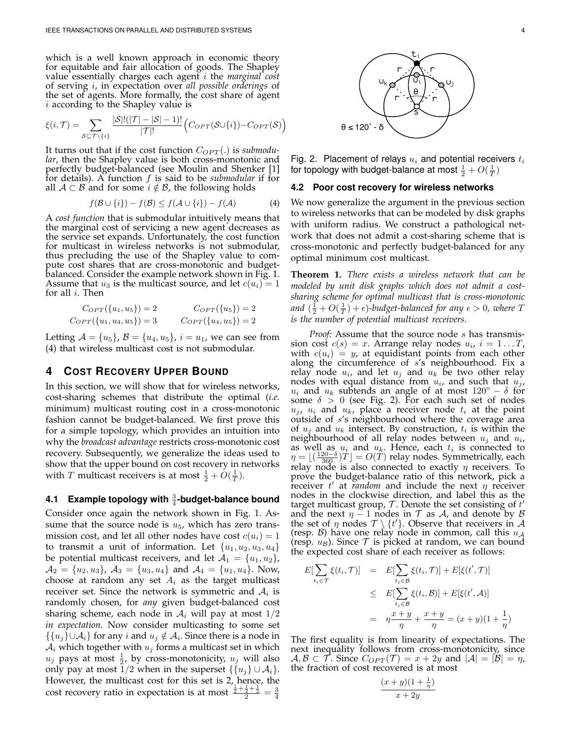which is a well known approach in economic theory for equitable and fair allocation of goods. The Shapley value essentially charges each agent $i$ the *marginal cost* of serving $i$, in expectation over *all possible orderings* of the set of agents. More formally, the cost share of agent $i$ according to the Shapley value is

$$\xi(i, \mathcal{T}) = \sum_{\mathcal{S} \subseteq \mathcal{T} \setminus \{i\}} \frac{|\mathcal{S}|!(|\mathcal{T}| - |\mathcal{S}| - 1)!}{|\mathcal{T}|!} \Big( C_{OPT}(\mathcal{S} \cup \{i\}) - C_{OPT}(\mathcal{S}) \Big)$$

It turns out that if the cost function $C_{OPT}(.)$ is *submodular*, then the Shapley value is both cross-monotonic and perfectly budget-balanced (see Moulin and Shenker [1] for details). A function $f$ is said to be *submodular* if for all $\mathcal{A} \subset \mathcal{B}$ and for some $i \notin \mathcal{B}$, the following holds

$$f(\mathcal{B} \cup \{i\}) - f(\mathcal{B}) \leq f(\mathcal{A} \cup \{i\}) - f(\mathcal{A}) \tag{4}$$

A *cost function* that is submodular intuitively means that the marginal cost of servicing a new agent decreases as the service set expands. Unfortunately, the cost function for multicast in wireless networks is not submodular, thus precluding the use of the Shapley value to compute cost shares that are cross-monotonic and budget-balanced. Consider the example network shown in Fig. 1. Assume that $u_3$ is the multicast source, and let $c(u_i) = 1$ for all $i$. Then

$$C_{OPT}(\{u_1, u_5\}) = 2 \qquad C_{OPT}(\{u_5\}) = 2$$
$$C_{OPT}(\{u_1, u_4, u_5\}) = 3 \qquad C_{OPT}(\{u_4, u_5\}) = 2$$

Letting $\mathcal{A} = \{u_5\}$, $\mathcal{B} = \{u_4, u_5\}$, $i = u_1$, we can see from (4) that wireless multicast cost is not submodular.

## 4 Cost Recovery Upper Bound

In this section, we will show that for wireless networks, cost-sharing schemes that distribute the optimal (*i.e.* minimum) multicast routing cost in a cross-monotonic fashion cannot be budget-balanced. We first prove this for a simple topology, which provides an intuition into why the *broadcast advantage* restricts cross-monotonic cost recovery. Subsequently, we generalize the ideas used to show that the upper bound on cost recovery in networks with $T$ multicast receivers is at most $\frac{1}{2} + O(\frac{1}{T})$.

### 4.1 Example topology with $\frac{3}{4}$-budget-balance bound

Consider once again the network shown in Fig. 1. Assume that the source node is $u_5$, which has zero transmission cost, and let all other nodes have cost $c(u_i) = 1$ to transmit a unit of information. Let $\{u_1, u_2, u_3, u_4\}$ be potential multicast receivers, and let $\mathcal{A}_1 = \{u_1, u_2\}$, $\mathcal{A}_2 = \{u_2, u_3\}$, $\mathcal{A}_3 = \{u_3, u_4\}$ and $\mathcal{A}_4 = \{u_1, u_4\}$. Now, choose at random any set $\mathcal{A}_i$ as the target multicast receiver set. Since the network is symmetric and $\mathcal{A}_i$ is randomly chosen, for *any* given budget-balanced cost sharing scheme, each node in $\mathcal{A}_i$ will pay at most $1/2$ *in expectation*. Now consider multicasting to some set $\{\{u_j\} \cup \mathcal{A}_i\}$ for any $i$ and $u_j \notin \mathcal{A}_i$. Since there is a node in $\mathcal{A}_i$ which together with $u_j$ forms a multicast set in which $u_j$ pays at most $\frac{1}{2}$, by cross-monotonicity, $u_j$ will also only pay at most $1/2$ when in the superset $\{\{u_j\} \cup \mathcal{A}_i\}$. However, the multicast cost for this set is 2, hence, the cost recovery ratio in expectation is at most $\frac{\frac{1}{2}+\frac{1}{2}+\frac{1}{2}}{2} = \frac{3}{4}$

Fig. 2. Placement of relays $u_i$ and potential receivers $t_i$ for topology with budget-balance at most $\frac{1}{2} + O(\frac{1}{T})$

### 4.2 Poor cost recovery for wireless networks

We now generalize the argument in the previous section to wireless networks that can be modeled by disk graphs with uniform radius. We construct a pathological network that does not admit a cost-sharing scheme that is cross-monotonic and perfectly budget-balanced for any optimal minimum cost multicast.

**Theorem 1.** *There exists a wireless network that can be modeled by unit disk graphs which does not admit a cost-sharing scheme for optimal multicast that is cross-monotonic and $(\frac{1}{2} + O(\frac{1}{T}) + \epsilon)$-budget-balanced for any $\epsilon > 0$, where $T$ is the number of potential multicast receivers.*

*Proof:* Assume that the source node $s$ has transmission cost $c(s) = x$. Arrange relay nodes $u_i$, $i = 1 \ldots T$, with $c(u_i) = y$, at equidistant points from each other along the circumference of $s$'s neighbourhood. Fix a relay node $u_i$, and let $u_j$ and $u_k$ be two other relay nodes with equal distance from $u_i$, and such that $u_j$, $u_i$ and $u_k$ subtends an angle of at most $120^\circ - \delta$ for some $\delta > 0$ (see Fig. 2). For each such set of nodes $u_j$, $u_i$ and $u_k$, place a receiver node $t_i$ at the point outside of $s$'s neighbourhood where the coverage area of $u_j$ and $u_k$ intersect. By construction, $t_i$ is within the neighbourhood of all relay nodes between $u_j$ and $u_i$, as well as $u_i$ and $u_k$. Hence, each $t_i$ is connected to $\eta = \lfloor (\frac{120-\delta}{360})T \rfloor = O(T)$ relay nodes. Symmetrically, each relay node is also connected to exactly $\eta$ receivers. To prove the budget-balance ratio of this network, pick a receiver $t'$ at *random* and include the next $\eta$ receiver nodes in the clockwise direction, and label this as the target multicast group, $\mathcal{T}$. Denote the set consisting of $t'$ and the next $\eta - 1$ nodes in $\mathcal{T}$ as $\mathcal{A}$, and denote by $\mathcal{B}$ the set of $\eta$ nodes $\mathcal{T} \setminus \{t'\}$. Observe that receivers in $\mathcal{A}$ (resp. $\mathcal{B}$) have one relay node in common, call this $u_{\mathcal{A}}$ (resp. $u_{\mathcal{B}}$). Since $\mathcal{T}$ is picked at random, we can bound the expected cost share of each receiver as follows:

$$\begin{aligned} E[\sum_{t_i \in \mathcal{T}} \xi(t_i, \mathcal{T})] &= E[\sum_{t_i \in \mathcal{B}} \xi(t_i, \mathcal{T})] + E[\xi(t', \mathcal{T})] \\ &\leq E[\sum_{t_i \in \mathcal{B}} \xi(t_i, \mathcal{B})] + E[\xi(t', \mathcal{A})] \\ &= \eta \frac{x+y}{\eta} + \frac{x+y}{\eta} = (x+y)(1 + \frac{1}{\eta}) \end{aligned}$$

The first equality is from linearity of expectations. The next inequality follows from cross-monotonicity, since $\mathcal{A}, \mathcal{B} \subset \mathcal{T}$. Since $C_{OPT}(\mathcal{T}) = x + 2y$ and $|\mathcal{A}| = |\mathcal{B}| = \eta$, the fraction of cost recovered is at most

$$\frac{(x+y)(1+\frac{1}{\eta})}{x+2y}$$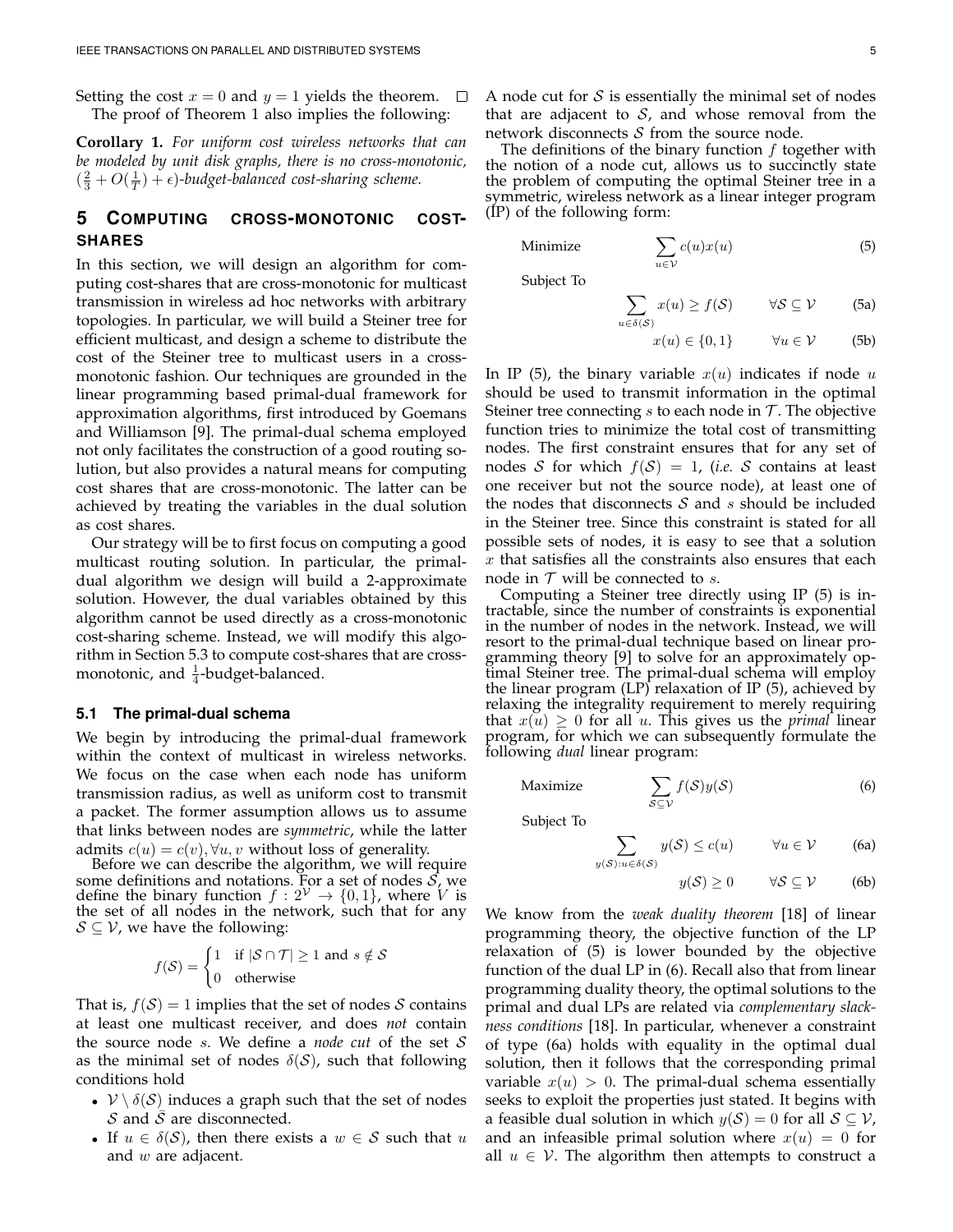Setting the cost $x = 0$ and $y = 1$ yields the theorem. □

The proof of Theorem 1 also implies the following:

**Corollary 1.** *For uniform cost wireless networks that can be modeled by unit disk graphs, there is no cross-monotonic, $(\frac{2}{3} + O(\frac{1}{T}) + \epsilon)$-budget-balanced cost-sharing scheme.*

## 5 Computing cross-monotonic cost-shares

In this section, we will design an algorithm for computing cost-shares that are cross-monotonic for multicast transmission in wireless ad hoc networks with arbitrary topologies. In particular, we will build a Steiner tree for efficient multicast, and design a scheme to distribute the cost of the Steiner tree to multicast users in a cross-monotonic fashion. Our techniques are grounded in the linear programming based primal-dual framework for approximation algorithms, first introduced by Goemans and Williamson [9]. The primal-dual schema employed not only facilitates the construction of a good routing solution, but also provides a natural means for computing cost shares that are cross-monotonic. The latter can be achieved by treating the variables in the dual solution as cost shares.

Our strategy will be to first focus on computing a good multicast routing solution. In particular, the primal-dual algorithm we design will build a 2-approximate solution. However, the dual variables obtained by this algorithm cannot be used directly as a cross-monotonic cost-sharing scheme. Instead, we will modify this algorithm in Section 5.3 to compute cost-shares that are cross-monotonic, and $\frac{1}{4}$-budget-balanced.

### 5.1 The primal-dual schema

We begin by introducing the primal-dual framework within the context of multicast in wireless networks. We focus on the case when each node has uniform transmission radius, as well as uniform cost to transmit a packet. The former assumption allows us to assume that links between nodes are *symmetric*, while the latter admits $c(u) = c(v), \forall u, v$ without loss of generality.

Before we can describe the algorithm, we will require some definitions and notations. For a set of nodes $\mathcal{S}$, we define the binary function $f : 2^{\mathcal{V}} \rightarrow \{0, 1\}$, where $V$ is the set of all nodes in the network, such that for any $\mathcal{S} \subseteq \mathcal{V}$, we have the following:

$$f(\mathcal{S}) = \begin{cases} 1 & \text{if } |\mathcal{S} \cap \mathcal{T}| \geq 1 \text{ and } s \notin \mathcal{S} \\ 0 & \text{otherwise} \end{cases}$$

That is, $f(\mathcal{S}) = 1$ implies that the set of nodes $\mathcal{S}$ contains at least one multicast receiver, and does *not* contain the source node $s$. We define a *node cut* of the set $\mathcal{S}$ as the minimal set of nodes $\delta(\mathcal{S})$, such that following conditions hold

- $\mathcal{V} \setminus \delta(\mathcal{S})$ induces a graph such that the set of nodes $\mathcal{S}$ and $\bar{\mathcal{S}}$ are disconnected.
- If $u \in \delta(\mathcal{S})$, then there exists a $w \in \mathcal{S}$ such that $u$ and $w$ are adjacent.

A node cut for $\mathcal{S}$ is essentially the minimal set of nodes that are adjacent to $\mathcal{S}$, and whose removal from the network disconnects $\mathcal{S}$ from the source node.

The definitions of the binary function $f$ together with the notion of a node cut, allows us to succinctly state the problem of computing the optimal Steiner tree in a symmetric, wireless network as a linear integer program (IP) of the following form:

$$\text{Minimize} \qquad \sum_{u \in \mathcal{V}} c(u)x(u) \tag{5}$$

Subject To

$$\sum_{u \in \delta(\mathcal{S})} x(u) \geq f(\mathcal{S}) \qquad \forall \mathcal{S} \subseteq \mathcal{V} \tag{5a}$$

$$x(u) \in \{0, 1\} \qquad \forall u \in \mathcal{V} \tag{5b}$$

In IP (5), the binary variable $x(u)$ indicates if node $u$ should be used to transmit information in the optimal Steiner tree connecting $s$ to each node in $\mathcal{T}$. The objective function tries to minimize the total cost of transmitting nodes. The first constraint ensures that for any set of nodes $\mathcal{S}$ for which $f(\mathcal{S}) = 1$, (*i.e.* $\mathcal{S}$ contains at least one receiver but not the source node), at least one of the nodes that disconnects $\mathcal{S}$ and $s$ should be included in the Steiner tree. Since this constraint is stated for all possible sets of nodes, it is easy to see that a solution $x$ that satisfies all the constraints also ensures that each node in $\mathcal{T}$ will be connected to $s$.

Computing a Steiner tree directly using IP (5) is intractable, since the number of constraints is exponential in the number of nodes in the network. Instead, we will resort to the primal-dual technique based on linear programming theory [9] to solve for an approximately optimal Steiner tree. The primal-dual schema will employ the linear program (LP) relaxation of IP (5), achieved by relaxing the integrality requirement to merely requiring that $x(u) \geq 0$ for all $u$. This gives us the *primal* linear program, for which we can subsequently formulate the following *dual* linear program:

$$\text{Maximize} \qquad \sum_{\mathcal{S} \subseteq \mathcal{V}} f(\mathcal{S})y(\mathcal{S}) \tag{6}$$

Subject To

$$\sum_{y(\mathcal{S}): u \in \delta(\mathcal{S})} y(\mathcal{S}) \leq c(u) \qquad \forall u \in \mathcal{V} \tag{6a}$$

$$y(\mathcal{S}) \geq 0 \qquad \forall \mathcal{S} \subseteq \mathcal{V} \tag{6b}$$

We know from the *weak duality theorem* [18] of linear programming theory, the objective function of the LP relaxation of (5) is lower bounded by the objective function of the dual LP in (6). Recall also that from linear programming duality theory, the optimal solutions to the primal and dual LPs are related via *complementary slackness conditions* [18]. In particular, whenever a constraint of type (6a) holds with equality in the optimal dual solution, then it follows that the corresponding primal variable $x(u) > 0$. The primal-dual schema essentially seeks to exploit the properties just stated. It begins with a feasible dual solution in which $y(\mathcal{S}) = 0$ for all $\mathcal{S} \subseteq \mathcal{V}$, and an infeasible primal solution where $x(u) = 0$ for all $u \in \mathcal{V}$. The algorithm then attempts to construct a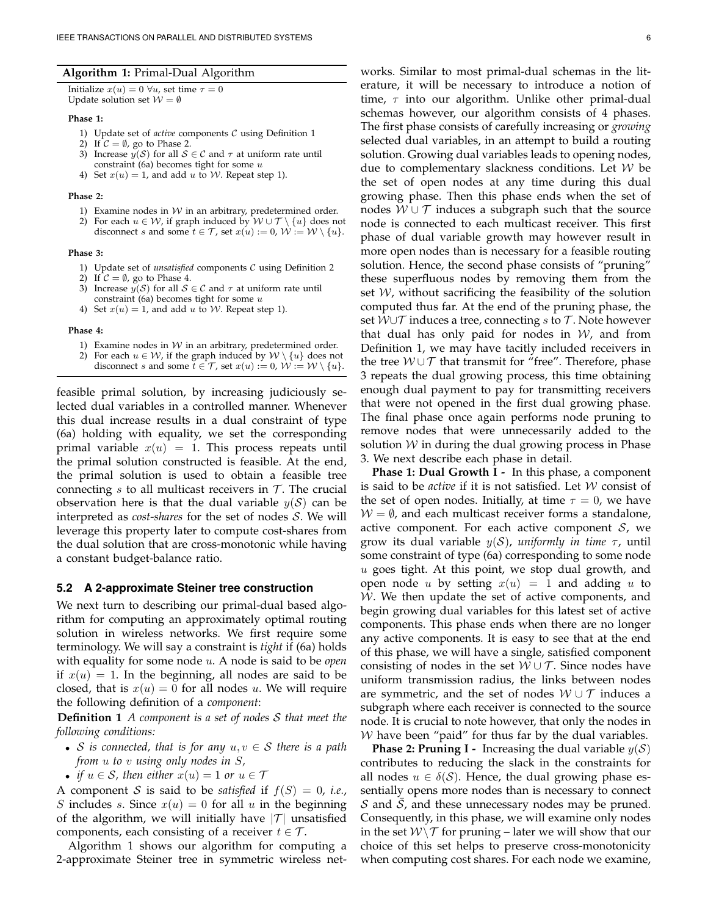**Algorithm 1:** Primal-Dual Algorithm

Initialize $x(u) = 0 \; \forall u$, set time $\tau = 0$
Update solution set $\mathcal{W} = \emptyset$

**Phase 1:**

1) Update set of *active* components $\mathcal{C}$ using Definition 1
2) If $\mathcal{C} = \emptyset$, go to Phase 2.
3) Increase $y(\mathcal{S})$ for all $\mathcal{S} \in \mathcal{C}$ and $\tau$ at uniform rate until constraint (6a) becomes tight for some $u$
4) Set $x(u) = 1$, and add $u$ to $\mathcal{W}$. Repeat step 1).

**Phase 2:**

1) Examine nodes in $\mathcal{W}$ in an arbitrary, predetermined order.
2) For each $u \in \mathcal{W}$, if graph induced by $\mathcal{W} \cup \mathcal{T} \setminus \{u\}$ does not disconnect $s$ and some $t \in \mathcal{T}$, set $x(u) := 0$, $\mathcal{W} := \mathcal{W} \setminus \{u\}$.

**Phase 3:**

1) Update set of *unsatisfied* components $\mathcal{C}$ using Definition 2
2) If $\mathcal{C} = \emptyset$, go to Phase 4.
3) Increase $y(\mathcal{S})$ for all $\mathcal{S} \in \mathcal{C}$ and $\tau$ at uniform rate until constraint (6a) becomes tight for some $u$
4) Set $x(u) = 1$, and add $u$ to $\mathcal{W}$. Repeat step 1).

**Phase 4:**

1) Examine nodes in $\mathcal{W}$ in an arbitrary, predetermined order.
2) For each $u \in \mathcal{W}$, if the graph induced by $\mathcal{W} \setminus \{u\}$ does not disconnect $s$ and some $t \in \mathcal{T}$, set $x(u) := 0$, $\mathcal{W} := \mathcal{W} \setminus \{u\}$.

feasible primal solution, by increasing judiciously selected dual variables in a controlled manner. Whenever this dual increase results in a dual constraint of type (6a) holding with equality, we set the corresponding primal variable $x(u) = 1$. This process repeats until the primal solution constructed is feasible. At the end, the primal solution is used to obtain a feasible tree connecting $s$ to all multicast receivers in $\mathcal{T}$. The crucial observation here is that the dual variable $y(\mathcal{S})$ can be interpreted as *cost-shares* for the set of nodes $\mathcal{S}$. We will leverage this property later to compute cost-shares from the dual solution that are cross-monotonic while having a constant budget-balance ratio.

## 5.2 A 2-approximate Steiner tree construction

We next turn to describing our primal-dual based algorithm for computing an approximately optimal routing solution in wireless networks. We first require some terminology. We will say a constraint is *tight* if (6a) holds with equality for some node $u$. A node is said to be *open* if $x(u) = 1$. In the beginning, all nodes are said to be closed, that is $x(u) = 0$ for all nodes $u$. We will require the following definition of a *component*:

**Definition 1** *A component is a set of nodes $\mathcal{S}$ that meet the following conditions:*

- *$\mathcal{S}$ is connected, that is for any $u, v \in \mathcal{S}$ there is a path from $u$ to $v$ using only nodes in $S$,*
- *if $u \in \mathcal{S}$, then either $x(u) = 1$ or $u \in \mathcal{T}$*

A component $\mathcal{S}$ is said to be *satisfied* if $f(S) = 0$, *i.e.*, $S$ includes $s$. Since $x(u) = 0$ for all $u$ in the beginning of the algorithm, we will initially have $|\mathcal{T}|$ unsatisfied components, each consisting of a receiver $t \in \mathcal{T}$.

Algorithm 1 shows our algorithm for computing a 2-approximate Steiner tree in symmetric wireless networks. Similar to most primal-dual schemas in the literature, it will be necessary to introduce a notion of time, $\tau$ into our algorithm. Unlike other primal-dual schemas however, our algorithm consists of 4 phases. The first phase consists of carefully increasing or *growing* selected dual variables, in an attempt to build a routing solution. Growing dual variables leads to opening nodes, due to complementary slackness conditions. Let $\mathcal{W}$ be the set of open nodes at any time during this dual growing phase. Then this phase ends when the set of nodes $\mathcal{W} \cup \mathcal{T}$ induces a subgraph such that the source node is connected to each multicast receiver. This first phase of dual variable growth may however result in more open nodes than is necessary for a feasible routing solution. Hence, the second phase consists of "pruning" these superfluous nodes by removing them from the set $\mathcal{W}$, without sacrificing the feasibility of the solution computed thus far. At the end of the pruning phase, the set $\mathcal{W} \cup \mathcal{T}$ induces a tree, connecting $s$ to $\mathcal{T}$. Note however that dual has only paid for nodes in $\mathcal{W}$, and from Definition 1, we may have tacitly included receivers in the tree $\mathcal{W} \cup \mathcal{T}$ that transmit for "free". Therefore, phase 3 repeats the dual growing process, this time obtaining enough dual payment to pay for transmitting receivers that were not opened in the first dual growing phase. The final phase once again performs node pruning to remove nodes that were unnecessarily added to the solution $\mathcal{W}$ in during the dual growing process in Phase 3. We next describe each phase in detail.

**Phase 1: Dual Growth I -** In this phase, a component is said to be *active* if it is not satisfied. Let $\mathcal{W}$ consist of the set of open nodes. Initially, at time $\tau = 0$, we have $\mathcal{W} = \emptyset$, and each multicast receiver forms a standalone, active component. For each active component $\mathcal{S}$, we grow its dual variable $y(\mathcal{S})$, *uniformly in time $\tau$*, until some constraint of type (6a) corresponding to some node $u$ goes tight. At this point, we stop dual growth, and open node $u$ by setting $x(u) = 1$ and adding $u$ to $\mathcal{W}$. We then update the set of active components, and begin growing dual variables for this latest set of active components. This phase ends when there are no longer any active components. It is easy to see that at the end of this phase, we will have a single, satisfied component consisting of nodes in the set $\mathcal{W} \cup \mathcal{T}$. Since nodes have uniform transmission radius, the links between nodes are symmetric, and the set of nodes $\mathcal{W} \cup \mathcal{T}$ induces a subgraph where each receiver is connected to the source node. It is crucial to note however, that only the nodes in $\mathcal{W}$ have been "paid" for thus far by the dual variables.

**Phase 2: Pruning I -** Increasing the dual variable $y(\mathcal{S})$ contributes to reducing the slack in the constraints for all nodes $u \in \delta(\mathcal{S})$. Hence, the dual growing phase essentially opens more nodes than is necessary to connect $\mathcal{S}$ and $\bar{\mathcal{S}}$, and these unnecessary nodes may be pruned. Consequently, in this phase, we will examine only nodes in the set $\mathcal{W} \setminus \mathcal{T}$ for pruning – later we will show that our choice of this set helps to preserve cross-monotonicity when computing cost shares. For each node we examine,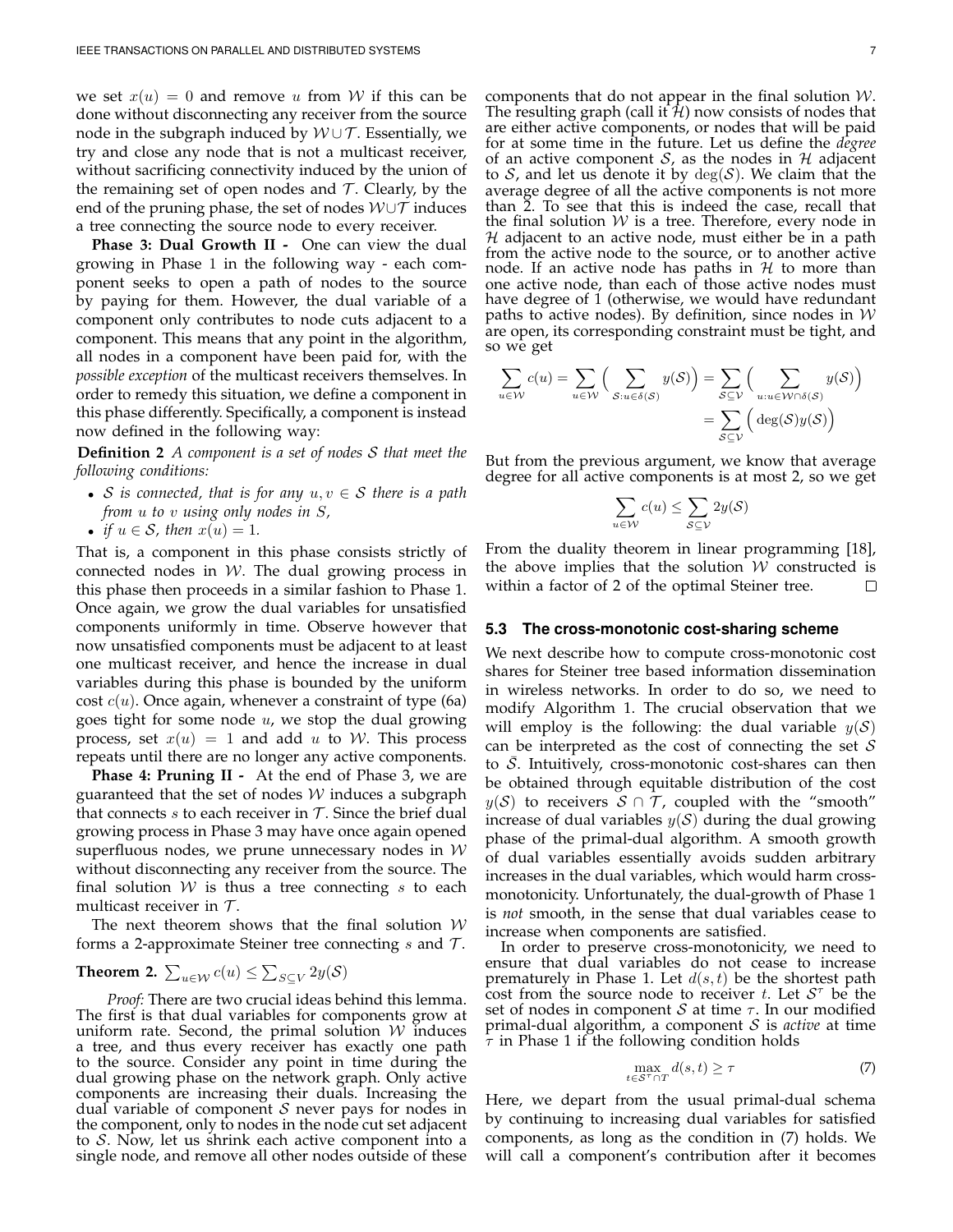we set $x(u) = 0$ and remove $u$ from $\mathcal{W}$ if this can be done without disconnecting any receiver from the source node in the subgraph induced by $\mathcal{W} \cup \mathcal{T}$. Essentially, we try and close any node that is not a multicast receiver, without sacrificing connectivity induced by the union of the remaining set of open nodes and $\mathcal{T}$. Clearly, by the end of the pruning phase, the set of nodes $\mathcal{W} \cup \mathcal{T}$ induces a tree connecting the source node to every receiver.

**Phase 3: Dual Growth II -** One can view the dual growing in Phase 1 in the following way - each component seeks to open a path of nodes to the source by paying for them. However, the dual variable of a component only contributes to node cuts adjacent to a component. This means that any point in the algorithm, all nodes in a component have been paid for, with the *possible exception* of the multicast receivers themselves. In order to remedy this situation, we define a component in this phase differently. Specifically, a component is instead now defined in the following way:

**Definition 2** *A component is a set of nodes $\mathcal{S}$ that meet the following conditions:*

- *$\mathcal{S}$ is connected, that is for any $u, v \in \mathcal{S}$ there is a path from $u$ to $v$ using only nodes in $S$,*
- *if $u \in \mathcal{S}$, then $x(u) = 1$.*

That is, a component in this phase consists strictly of connected nodes in $\mathcal{W}$. The dual growing process in this phase then proceeds in a similar fashion to Phase 1. Once again, we grow the dual variables for unsatisfied components uniformly in time. Observe however that now unsatisfied components must be adjacent to at least one multicast receiver, and hence the increase in dual variables during this phase is bounded by the uniform cost $c(u)$. Once again, whenever a constraint of type (6a) goes tight for some node $u$, we stop the dual growing process, set $x(u) = 1$ and add $u$ to $\mathcal{W}$. This process repeats until there are no longer any active components.

**Phase 4: Pruning II -** At the end of Phase 3, we are guaranteed that the set of nodes $\mathcal{W}$ induces a subgraph that connects $s$ to each receiver in $\mathcal{T}$. Since the brief dual growing process in Phase 3 may have once again opened superfluous nodes, we prune unnecessary nodes in $\mathcal{W}$ without disconnecting any receiver from the source. The final solution $\mathcal{W}$ is thus a tree connecting $s$ to each multicast receiver in $\mathcal{T}$.

The next theorem shows that the final solution $\mathcal{W}$ forms a 2-approximate Steiner tree connecting $s$ and $\mathcal{T}$.

**Theorem 2.** $\sum_{u \in \mathcal{W}} c(u) \leq \sum_{S \subseteq V} 2y(\mathcal{S})$

*Proof:* There are two crucial ideas behind this lemma. The first is that dual variables for components grow at uniform rate. Second, the primal solution $\mathcal{W}$ induces a tree, and thus every receiver has exactly one path to the source. Consider any point in time during the dual growing phase on the network graph. Only active components are increasing their duals. Increasing the dual variable of component $\mathcal{S}$ never pays for nodes in the component, only to nodes in the node cut set adjacent to $\mathcal{S}$. Now, let us shrink each active component into a single node, and remove all other nodes outside of these components that do not appear in the final solution $\mathcal{W}$. The resulting graph (call it $\mathcal{H}$) now consists of nodes that are either active components, or nodes that will be paid for at some time in the future. Let us define the *degree* of an active component $\mathcal{S}$, as the nodes in $\mathcal{H}$ adjacent to $\mathcal{S}$, and let us denote it by $\deg(\mathcal{S})$. We claim that the average degree of all the active components is not more than 2. To see that this is indeed the case, recall that the final solution $\mathcal{W}$ is a tree. Therefore, every node in $\mathcal{H}$ adjacent to an active node, must either be in a path from the active node to the source, or to another active node. If an active node has paths in $\mathcal{H}$ to more than one active node, than each of those active nodes must have degree of 1 (otherwise, we would have redundant paths to active nodes). By definition, since nodes in $\mathcal{W}$ are open, its corresponding constraint must be tight, and so we get

$$\sum_{u \in \mathcal{W}} c(u) = \sum_{u \in \mathcal{W}} \Big( \sum_{\mathcal{S}: u \in \delta(\mathcal{S})} y(\mathcal{S}) \Big) = \sum_{\mathcal{S} \subseteq \mathcal{V}} \Big( \sum_{u: u \in \mathcal{W} \cap \delta(\mathcal{S})} y(\mathcal{S}) \Big) = \sum_{\mathcal{S} \subseteq \mathcal{V}} \Big( \deg(\mathcal{S}) y(\mathcal{S}) \Big)$$

But from the previous argument, we know that average degree for all active components is at most 2, so we get

$$\sum_{u \in \mathcal{W}} c(u) \leq \sum_{\mathcal{S} \subseteq \mathcal{V}} 2y(\mathcal{S})$$

From the duality theorem in linear programming [18], the above implies that the solution $\mathcal{W}$ constructed is within a factor of 2 of the optimal Steiner tree. $\square$

### 5.3 The cross-monotonic cost-sharing scheme

We next describe how to compute cross-monotonic cost shares for Steiner tree based information dissemination in wireless networks. In order to do so, we need to modify Algorithm 1. The crucial observation that we will employ is the following: the dual variable $y(\mathcal{S})$ can be interpreted as the cost of connecting the set $\mathcal{S}$ to $\bar{\mathcal{S}}$. Intuitively, cross-monotonic cost-shares can then be obtained through equitable distribution of the cost $y(\mathcal{S})$ to receivers $\mathcal{S} \cap \mathcal{T}$, coupled with the "smooth" increase of dual variables $y(\mathcal{S})$ during the dual growing phase of the primal-dual algorithm. A smooth growth of dual variables essentially avoids sudden arbitrary increases in the dual variables, which would harm cross-monotonicity. Unfortunately, the dual-growth of Phase 1 is *not* smooth, in the sense that dual variables cease to increase when components are satisfied.

In order to preserve cross-monotonicity, we need to ensure that dual variables do not cease to increase prematurely in Phase 1. Let $d(s,t)$ be the shortest path cost from the source node to receiver $t$. Let $\mathcal{S}^\tau$ be the set of nodes in component $\mathcal{S}$ at time $\tau$. In our modified primal-dual algorithm, a component $\mathcal{S}$ is *active* at time $\tau$ in Phase 1 if the following condition holds

$$\max_{t \in \mathcal{S}^\tau \cap T} d(s,t) \geq \tau \tag{7}$$

Here, we depart from the usual primal-dual schema by continuing to increasing dual variables for satisfied components, as long as the condition in (7) holds. We will call a component's contribution after it becomes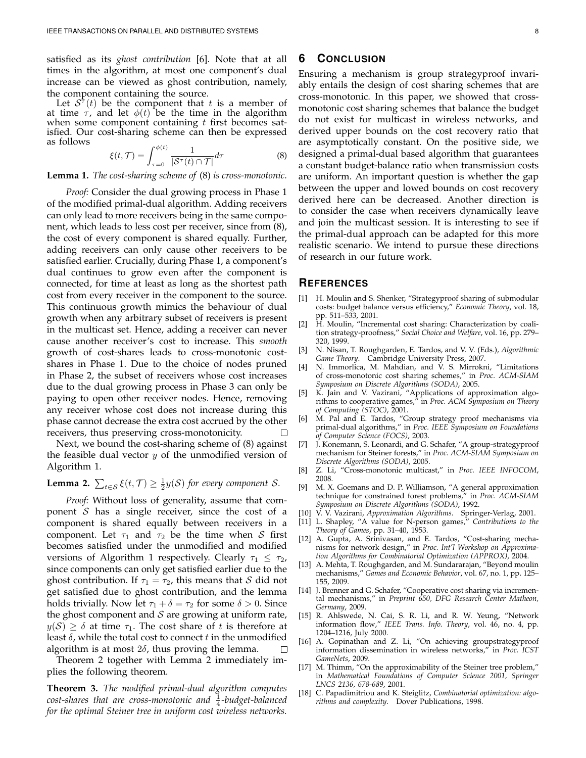satisfied as its *ghost contribution* [6]. Note that at all times in the algorithm, at most one component's dual increase can be viewed as ghost contribution, namely, the component containing the source.

Let $\mathcal{S}^\tau(t)$ be the component that $t$ is a member of at time $\tau$, and let $\phi(t)$ be the time in the algorithm when some component containing $t$ first becomes satisfied. Our cost-sharing scheme can then be expressed as follows

$$\xi(t, \mathcal{T}) = \int_{\tau=0}^{\phi(t)} \frac{1}{|\mathcal{S}^\tau(t) \cap \mathcal{T}|} d\tau \tag{8}$$

**Lemma 1.** *The cost-sharing scheme of* (8) *is cross-monotonic.*

*Proof:* Consider the dual growing process in Phase 1 of the modified primal-dual algorithm. Adding receivers can only lead to more receivers being in the same component, which leads to less cost per receiver, since from (8), the cost of every component is shared equally. Further, adding receivers can only cause other receivers to be satisfied earlier. Crucially, during Phase 1, a component's dual continues to grow even after the component is connected, for time at least as long as the shortest path cost from every receiver in the component to the source. This continuous growth mimics the behaviour of dual growth when any arbitrary subset of receivers is present in the multicast set. Hence, adding a receiver can never cause another receiver's cost to increase. This *smooth* growth of cost-shares leads to cross-monotonic cost-shares in Phase 1. Due to the choice of nodes pruned in Phase 2, the subset of receivers whose cost increases due to the dual growing process in Phase 3 can only be paying to open other receiver nodes. Hence, removing any receiver whose cost does not increase during this phase cannot decrease the extra cost accrued by the other receivers, thus preserving cross-monotonicity. □

Next, we bound the cost-sharing scheme of (8) against the feasible dual vector $y$ of the unmodified version of Algorithm 1.

**Lemma 2.** $\sum_{t \in \mathcal{S}} \xi(t, \mathcal{T}) \geq \frac{1}{2} y(\mathcal{S})$ *for every component* $\mathcal{S}$.

*Proof:* Without loss of generality, assume that component $\mathcal{S}$ has a single receiver, since the cost of a component is shared equally between receivers in a component. Let $\tau_1$ and $\tau_2$ be the time when $\mathcal{S}$ first becomes satisfied under the unmodified and modified versions of Algorithm 1 respectively. Clearly $\tau_1 \leq \tau_2$, since components can only get satisfied earlier due to the ghost contribution. If $\tau_1 = \tau_2$, this means that $\mathcal{S}$ did not get satisfied due to ghost contribution, and the lemma holds trivially. Now let $\tau_1 + \delta = \tau_2$ for some $\delta > 0$. Since the ghost component and $\mathcal{S}$ are growing at uniform rate, $y(\mathcal{S}) \geq \delta$ at time $\tau_1$. The cost share of $t$ is therefore at least $\delta$, while the total cost to connect $t$ in the unmodified algorithm is at most $2\delta$, thus proving the lemma. □

Theorem 2 together with Lemma 2 immediately implies the following theorem.

**Theorem 3.** *The modified primal-dual algorithm computes cost-shares that are cross-monotonic and* $\frac{1}{4}$*-budget-balanced for the optimal Steiner tree in uniform cost wireless networks.*

# 6 Conclusion

Ensuring a mechanism is group strategyproof invariably entails the design of cost sharing schemes that are cross-monotonic. In this paper, we showed that cross-monotonic cost sharing schemes that balance the budget do not exist for multicast in wireless networks, and derived upper bounds on the cost recovery ratio that are asymptotically constant. On the positive side, we designed a primal-dual based algorithm that guarantees a constant budget-balance ratio when transmission costs are uniform. An important question is whether the gap between the upper and lowed bounds on cost recovery derived here can be decreased. Another direction is to consider the case when receivers dynamically leave and join the multicast session. It is interesting to see if the primal-dual approach can be adapted for this more realistic scenario. We intend to pursue these directions of research in our future work.

# References

[1] H. Moulin and S. Shenker, "Strategyproof sharing of submodular costs: budget balance versus efficiency," *Economic Theory*, vol. 18, pp. 511–533, 2001.

[2] H. Moulin, "Incremental cost sharing: Characterization by coalition strategy-proofness," *Social Choice and Welfare*, vol. 16, pp. 279–320, 1999.

[3] N. Nisan, T. Roughgarden, E. Tardos, and V. V. (Eds.), *Algorithmic Game Theory*. Cambridge University Press, 2007.

[4] N. Immorlica, M. Mahdian, and V. S. Mirrokni, "Limitations of cross-monotonic cost sharing schemes," in *Proc. ACM-SIAM Symposium on Discrete Algorithms (SODA)*, 2005.

[5] K. Jain and V. Vazirani, "Applications of approximation algorithms to cooperative games," in *Proc. ACM Symposium on Theory of Computing (STOC)*, 2001.

[6] M. Pal and E. Tardos, "Group strategy proof mechanisms via primal-dual algorithms," in *Proc. IEEE Symposium on Foundations of Computer Science (FOCS)*, 2003.

[7] J. Konemann, S. Leonardi, and G. Schafer, "A group-strategyproof mechanism for Steiner forests," in *Proc. ACM-SIAM Symposium on Discrete Algorithms (SODA)*, 2005.

[8] Z. Li, "Cross-monotonic multicast," in *Proc. IEEE INFOCOM*, 2008.

[9] M. X. Goemans and D. P. Williamson, "A general approximation technique for constrained forest problems," in *Proc. ACM-SIAM Symposium on Discrete Algorithms (SODA)*, 1992.

[10] V. V. Vazirani, *Approximation Algorithms*. Springer-Verlag, 2001.

[11] L. Shapley, "A value for N-person games," *Contributions to the Theory of Games*, pp. 31–40, 1953.

[12] A. Gupta, A. Srinivasan, and E. Tardos, "Cost-sharing mechanisms for network design," in *Proc. Int'l Workshop on Approximation Algorithms for Combinatorial Optimization (APPROX)*, 2004.

[13] A. Mehta, T. Roughgarden, and M. Sundararajan, "Beyond moulin mechanisms," *Games and Economic Behavior*, vol. 67, no. 1, pp. 125–155, 2009.

[14] J. Brenner and G. Schafer, "Cooperative cost sharing via incremental mechanisms," in *Preprint 650, DFG Research Center Matheon, Germany*, 2009.

[15] R. Ahlswede, N. Cai, S. R. Li, and R. W. Yeung, "Network information flow," *IEEE Trans. Info. Theory*, vol. 46, no. 4, pp. 1204–1216, July 2000.

[16] A. Gopinathan and Z. Li, "On achieving groupstrategyproof information dissemination in wireless networks," in *Proc. ICST GameNets*, 2009.

[17] M. Thimm, "On the approximability of the Steiner tree problem," in *Mathematical Foundations of Computer Science 2001, Springer LNCS 2136, 678-689*, 2001.

[18] C. Papadimitriou and K. Steiglitz, *Combinatorial optimization: algorithms and complexity*. Dover Publications, 1998.